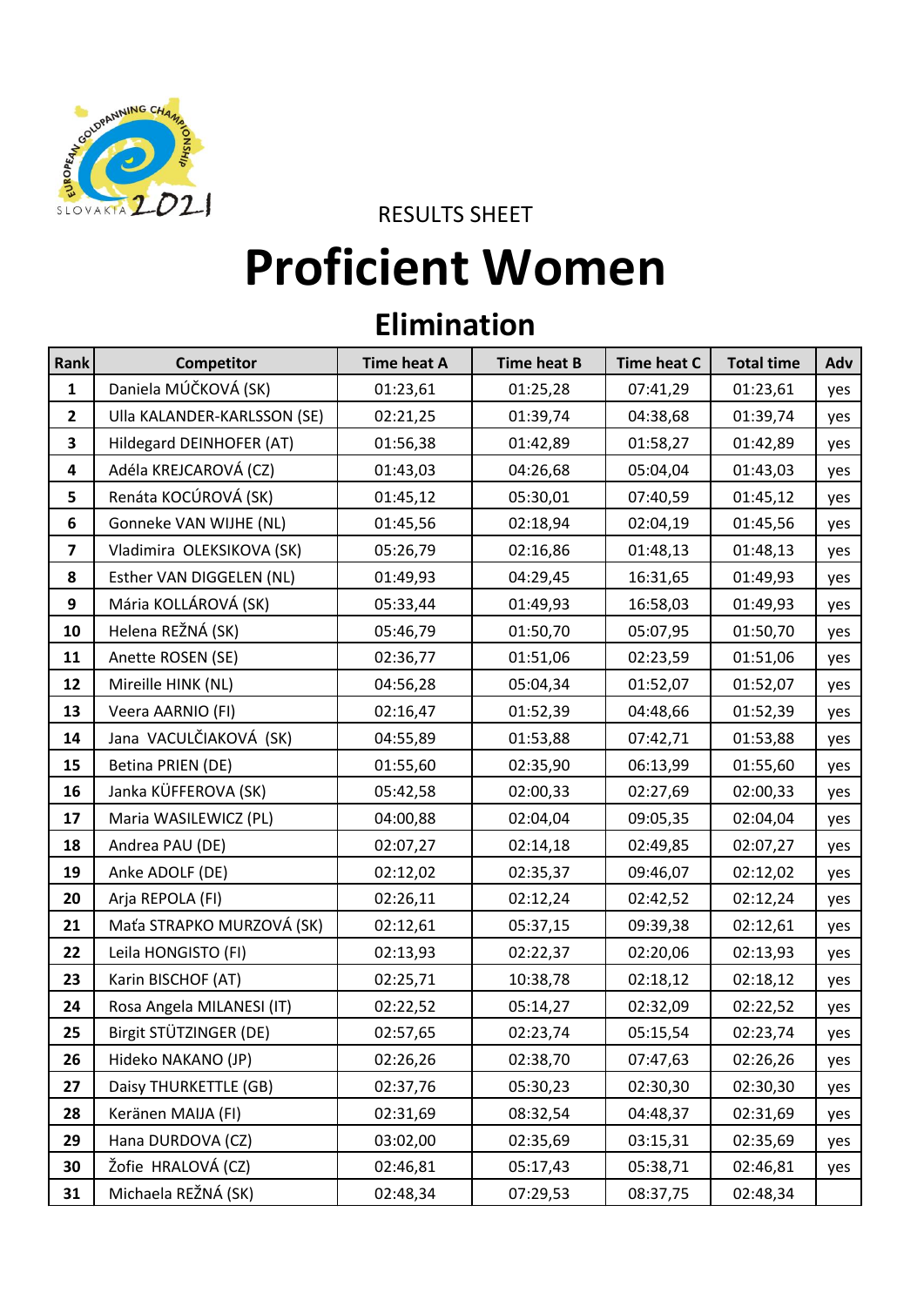RESULTS SHEET

# Proficient Women

## Elimination

| Rank | Competitor | Time heat A | Time heat B | Time heat C | Total time | Adv |
|---|---|---|---|---|---|---|
| 1 | Daniela MÚČKOVÁ (SK) | 01:23,61 | 01:25,28 | 07:41,29 | 01:23,61 | yes |
| 2 | Ulla KALANDER-KARLSSON (SE) | 02:21,25 | 01:39,74 | 04:38,68 | 01:39,74 | yes |
| 3 | Hildegard DEINHOFER (AT) | 01:56,38 | 01:42,89 | 01:58,27 | 01:42,89 | yes |
| 4 | Adéla KREJCAROVÁ (CZ) | 01:43,03 | 04:26,68 | 05:04,04 | 01:43,03 | yes |
| 5 | Renáta KOCÚROVÁ (SK) | 01:45,12 | 05:30,01 | 07:40,59 | 01:45,12 | yes |
| 6 | Gonneke VAN WIJHE (NL) | 01:45,56 | 02:18,94 | 02:04,19 | 01:45,56 | yes |
| 7 | Vladimira OLEKSIKOVA (SK) | 05:26,79 | 02:16,86 | 01:48,13 | 01:48,13 | yes |
| 8 | Esther VAN DIGGELEN (NL) | 01:49,93 | 04:29,45 | 16:31,65 | 01:49,93 | yes |
| 9 | Mária KOLLÁROVÁ (SK) | 05:33,44 | 01:49,93 | 16:58,03 | 01:49,93 | yes |
| 10 | Helena REŽNÁ (SK) | 05:46,79 | 01:50,70 | 05:07,95 | 01:50,70 | yes |
| 11 | Anette ROSEN (SE) | 02:36,77 | 01:51,06 | 02:23,59 | 01:51,06 | yes |
| 12 | Mireille HINK (NL) | 04:56,28 | 05:04,34 | 01:52,07 | 01:52,07 | yes |
| 13 | Veera AARNIO (FI) | 02:16,47 | 01:52,39 | 04:48,66 | 01:52,39 | yes |
| 14 | Jana VACULČIAKOVÁ (SK) | 04:55,89 | 01:53,88 | 07:42,71 | 01:53,88 | yes |
| 15 | Betina PRIEN (DE) | 01:55,60 | 02:35,90 | 06:13,99 | 01:55,60 | yes |
| 16 | Janka KÜFFEROVA (SK) | 05:42,58 | 02:00,33 | 02:27,69 | 02:00,33 | yes |
| 17 | Maria WASILEWICZ (PL) | 04:00,88 | 02:04,04 | 09:05,35 | 02:04,04 | yes |
| 18 | Andrea PAU (DE) | 02:07,27 | 02:14,18 | 02:49,85 | 02:07,27 | yes |
| 19 | Anke ADOLF (DE) | 02:12,02 | 02:35,37 | 09:46,07 | 02:12,02 | yes |
| 20 | Arja REPOLA (FI) | 02:26,11 | 02:12,24 | 02:42,52 | 02:12,24 | yes |
| 21 | Maťa STRAPKO MURZOVÁ (SK) | 02:12,61 | 05:37,15 | 09:39,38 | 02:12,61 | yes |
| 22 | Leila HONGISTO (FI) | 02:13,93 | 02:22,37 | 02:20,06 | 02:13,93 | yes |
| 23 | Karin BISCHOF (AT) | 02:25,71 | 10:38,78 | 02:18,12 | 02:18,12 | yes |
| 24 | Rosa Angela MILANESI (IT) | 02:22,52 | 05:14,27 | 02:32,09 | 02:22,52 | yes |
| 25 | Birgit STÜTZINGER (DE) | 02:57,65 | 02:23,74 | 05:15,54 | 02:23,74 | yes |
| 26 | Hideko NAKANO (JP) | 02:26,26 | 02:38,70 | 07:47,63 | 02:26,26 | yes |
| 27 | Daisy THURKETTLE (GB) | 02:37,76 | 05:30,23 | 02:30,30 | 02:30,30 | yes |
| 28 | Keränen MAIJA (FI) | 02:31,69 | 08:32,54 | 04:48,37 | 02:31,69 | yes |
| 29 | Hana DURDOVA (CZ) | 03:02,00 | 02:35,69 | 03:15,31 | 02:35,69 | yes |
| 30 | Žofie HRALOVÁ (CZ) | 02:46,81 | 05:17,43 | 05:38,71 | 02:46,81 | yes |
| 31 | Michaela REŽNÁ (SK) | 02:48,34 | 07:29,53 | 08:37,75 | 02:48,34 | |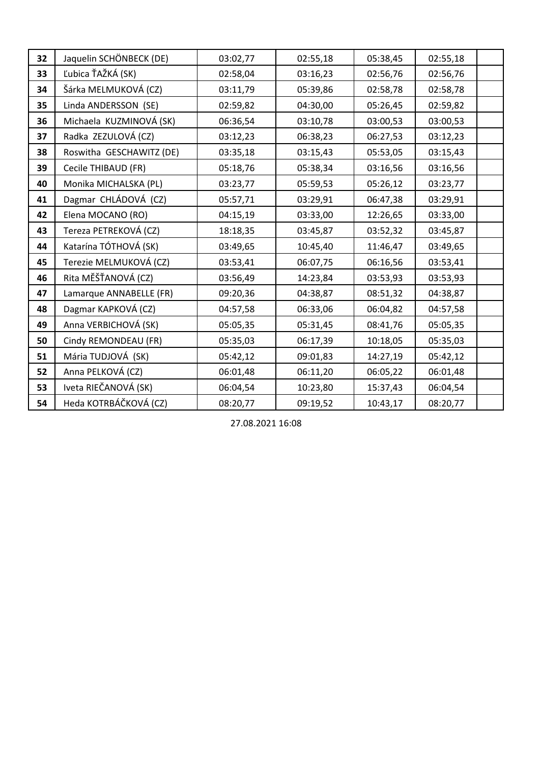| | | | | | | |
|---|---|---|---|---|---|---|
| **32** | Jaquelin SCHÖNBECK (DE) | 03:02,77 | 02:55,18 | 05:38,45 | 02:55,18 | |
| **33** | Ľubica ŤAŽKÁ (SK) | 02:58,04 | 03:16,23 | 02:56,76 | 02:56,76 | |
| **34** | Šárka MELMUKOVÁ (CZ) | 03:11,79 | 05:39,86 | 02:58,78 | 02:58,78 | |
| **35** | Linda ANDERSSON (SE) | 02:59,82 | 04:30,00 | 05:26,45 | 02:59,82 | |
| **36** | Michaela KUZMINOVÁ (SK) | 06:36,54 | 03:10,78 | 03:00,53 | 03:00,53 | |
| **37** | Radka ZEZULOVÁ (CZ) | 03:12,23 | 06:38,23 | 06:27,53 | 03:12,23 | |
| **38** | Roswitha GESCHAWITZ (DE) | 03:35,18 | 03:15,43 | 05:53,05 | 03:15,43 | |
| **39** | Cecile THIBAUD (FR) | 05:18,76 | 05:38,34 | 03:16,56 | 03:16,56 | |
| **40** | Monika MICHALSKA (PL) | 03:23,77 | 05:59,53 | 05:26,12 | 03:23,77 | |
| **41** | Dagmar CHLÁDOVÁ (CZ) | 05:57,71 | 03:29,91 | 06:47,38 | 03:29,91 | |
| **42** | Elena MOCANO (RO) | 04:15,19 | 03:33,00 | 12:26,65 | 03:33,00 | |
| **43** | Tereza PETREKOVÁ (CZ) | 18:18,35 | 03:45,87 | 03:52,32 | 03:45,87 | |
| **44** | Katarína TÓTHOVÁ (SK) | 03:49,65 | 10:45,40 | 11:46,47 | 03:49,65 | |
| **45** | Terezie MELMUKOVÁ (CZ) | 03:53,41 | 06:07,75 | 06:16,56 | 03:53,41 | |
| **46** | Rita MĚŠŤANOVÁ (CZ) | 03:56,49 | 14:23,84 | 03:53,93 | 03:53,93 | |
| **47** | Lamarque ANNABELLE (FR) | 09:20,36 | 04:38,87 | 08:51,32 | 04:38,87 | |
| **48** | Dagmar KAPKOVÁ (CZ) | 04:57,58 | 06:33,06 | 06:04,82 | 04:57,58 | |
| **49** | Anna VERBICHOVÁ (SK) | 05:05,35 | 05:31,45 | 08:41,76 | 05:05,35 | |
| **50** | Cindy REMONDEAU (FR) | 05:35,03 | 06:17,39 | 10:18,05 | 05:35,03 | |
| **51** | Mária TUDJOVÁ (SK) | 05:42,12 | 09:01,83 | 14:27,19 | 05:42,12 | |
| **52** | Anna PELKOVÁ (CZ) | 06:01,48 | 06:11,20 | 06:05,22 | 06:01,48 | |
| **53** | Iveta RIEČANOVÁ (SK) | 06:04,54 | 10:23,80 | 15:37,43 | 06:04,54 | |
| **54** | Heda KOTRBÁČKOVÁ (CZ) | 08:20,77 | 09:19,52 | 10:43,17 | 08:20,77 | |

27.08.2021 16:08